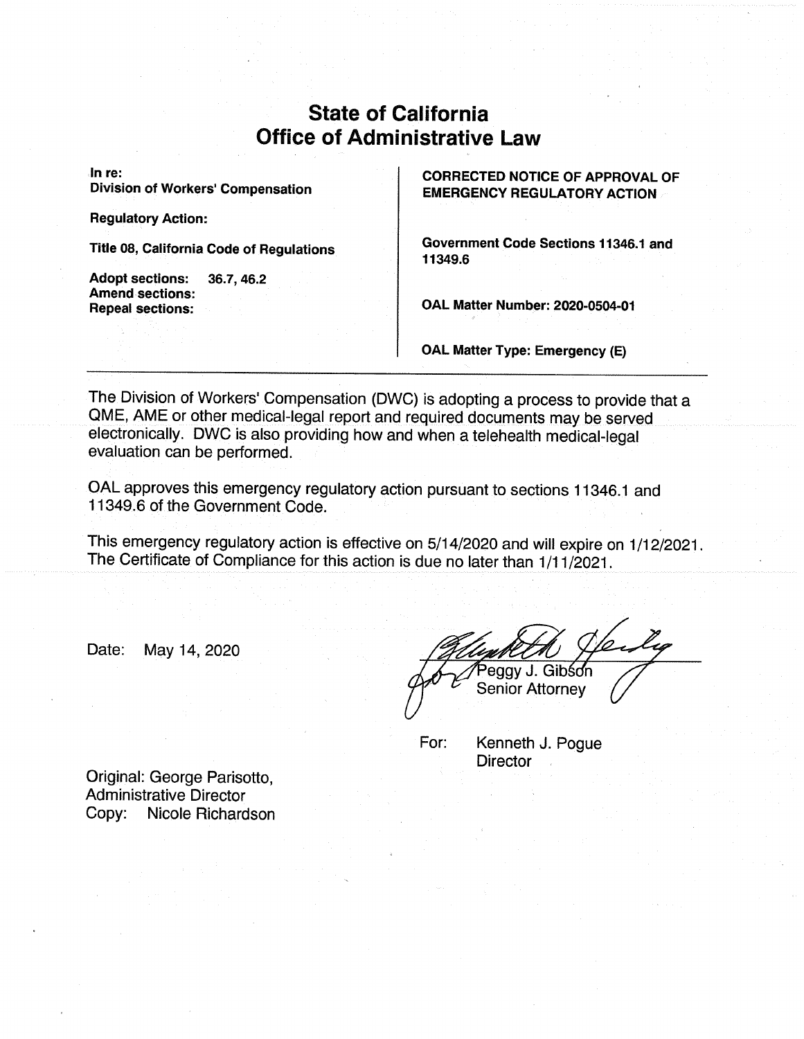# State of California
# Office of Administrative Law

| | |
|---|---|
| **In re:**<br>**Division of Workers' Compensation** | **CORRECTED NOTICE OF APPROVAL OF EMERGENCY REGULATORY ACTION** |
| **Regulatory Action:** | |
| **Title 08, California Code of Regulations** | **Government Code Sections 11346.1 and 11349.6** |
| **Adopt sections:** 36.7, 46.2<br>**Amend sections:**<br>**Repeal sections:** | **OAL Matter Number: 2020-0504-01** |
| | **OAL Matter Type: Emergency (E)** |

---

The Division of Workers' Compensation (DWC) is adopting a process to provide that a QME, AME or other medical-legal report and required documents may be served electronically. DWC is also providing how and when a telehealth medical-legal evaluation can be performed.

OAL approves this emergency regulatory action pursuant to sections 11346.1 and 11349.6 of the Government Code.

This emergency regulatory action is effective on 5/14/2020 and will expire on 1/12/2021. The Certificate of Compliance for this action is due no later than 1/11/2021.

Date: May 14, 2020

Peggy J. Gibson
Senior Attorney

For: Kenneth J. Pogue
Director

Original: George Parisotto,
Administrative Director
Copy: Nicole Richardson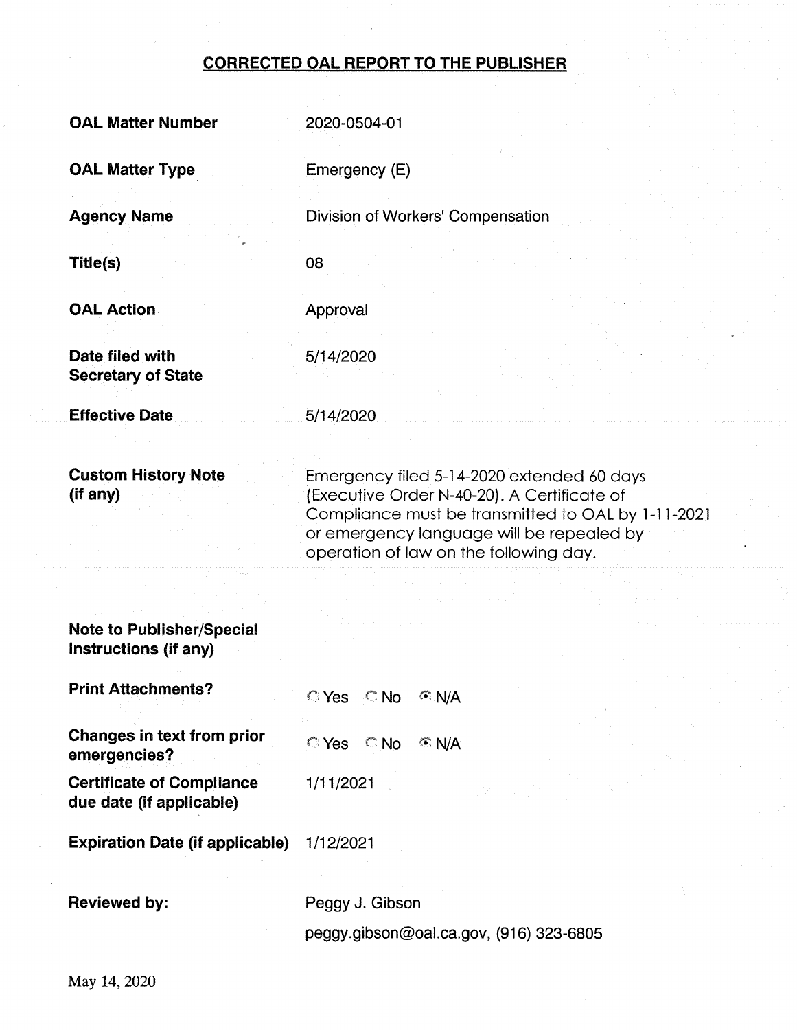## CORRECTED OAL REPORT TO THE PUBLISHER

| | |
|---|---|
| **OAL Matter Number** | 2020-0504-01 |
| **OAL Matter Type** | Emergency (E) |
| **Agency Name** | Division of Workers' Compensation |
| **Title(s)** | 08 |
| **OAL Action** | Approval |
| **Date filed with Secretary of State** | 5/14/2020 |
| **Effective Date** | 5/14/2020 |
| **Custom History Note (if any)** | Emergency filed 5-14-2020 extended 60 days (Executive Order N-40-20). A Certificate of Compliance must be transmitted to OAL by 1-11-2021 or emergency language will be repealed by operation of law on the following day. |
| **Note to Publisher/Special Instructions (if any)** | |
| **Print Attachments?** | ○ Yes ○ No ◉ N/A |
| **Changes in text from prior emergencies?** | ○ Yes ○ No ◉ N/A |
| **Certificate of Compliance due date (if applicable)** | 1/11/2021 |
| **Expiration Date (if applicable)** | 1/12/2021 |
| **Reviewed by:** | Peggy J. Gibson<br>peggy.gibson@oal.ca.gov, (916) 323-6805 |

May 14, 2020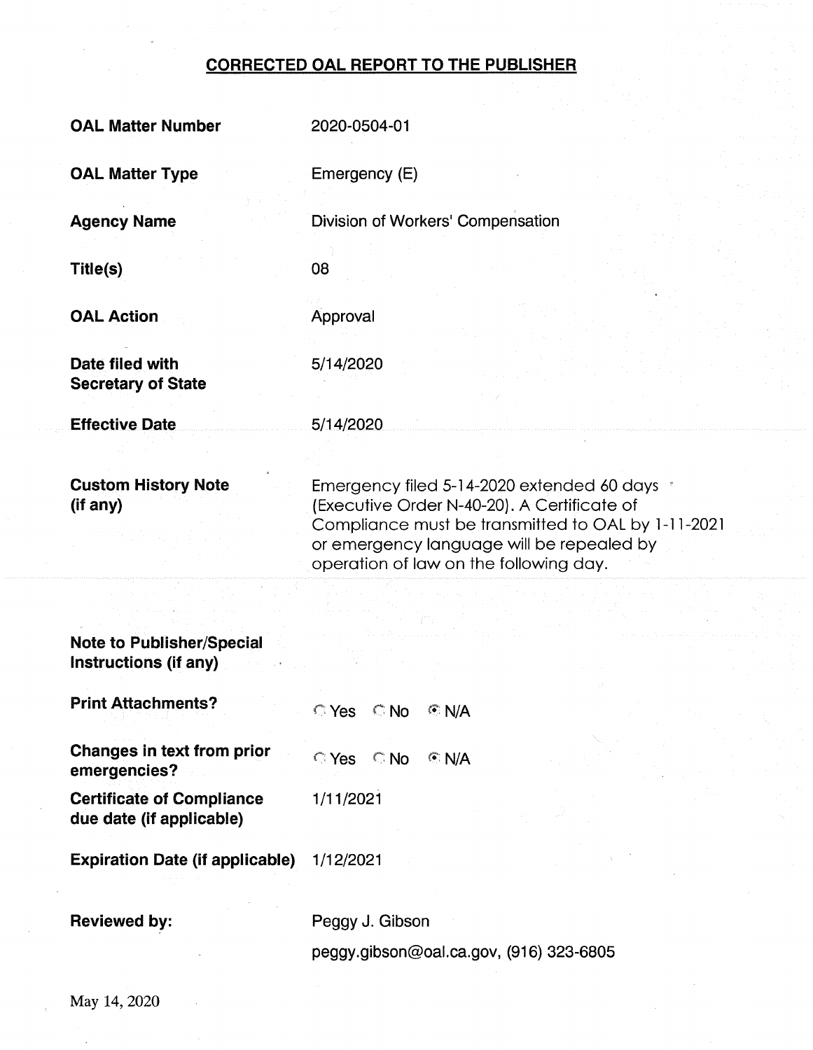## CORRECTED OAL REPORT TO THE PUBLISHER

| | |
|---|---|
| **OAL Matter Number** | 2020-0504-01 |
| **OAL Matter Type** | Emergency (E) |
| **Agency Name** | Division of Workers' Compensation |
| **Title(s)** | 08 |
| **OAL Action** | Approval |
| **Date filed with Secretary of State** | 5/14/2020 |
| **Effective Date** | 5/14/2020 |
| **Custom History Note (if any)** | Emergency filed 5-14-2020 extended 60 days (Executive Order N-40-20). A Certificate of Compliance must be transmitted to OAL by 1-11-2021 or emergency language will be repealed by operation of law on the following day. |
| **Note to Publisher/Special Instructions (if any)** | |
| **Print Attachments?** | ○ Yes ○ No ● N/A |
| **Changes in text from prior emergencies?** | ○ Yes ○ No ● N/A |
| **Certificate of Compliance due date (if applicable)** | 1/11/2021 |
| **Expiration Date (if applicable)** | 1/12/2021 |
| **Reviewed by:** | Peggy J. Gibson<br>peggy.gibson@oal.ca.gov, (916) 323-6805 |

May 14, 2020